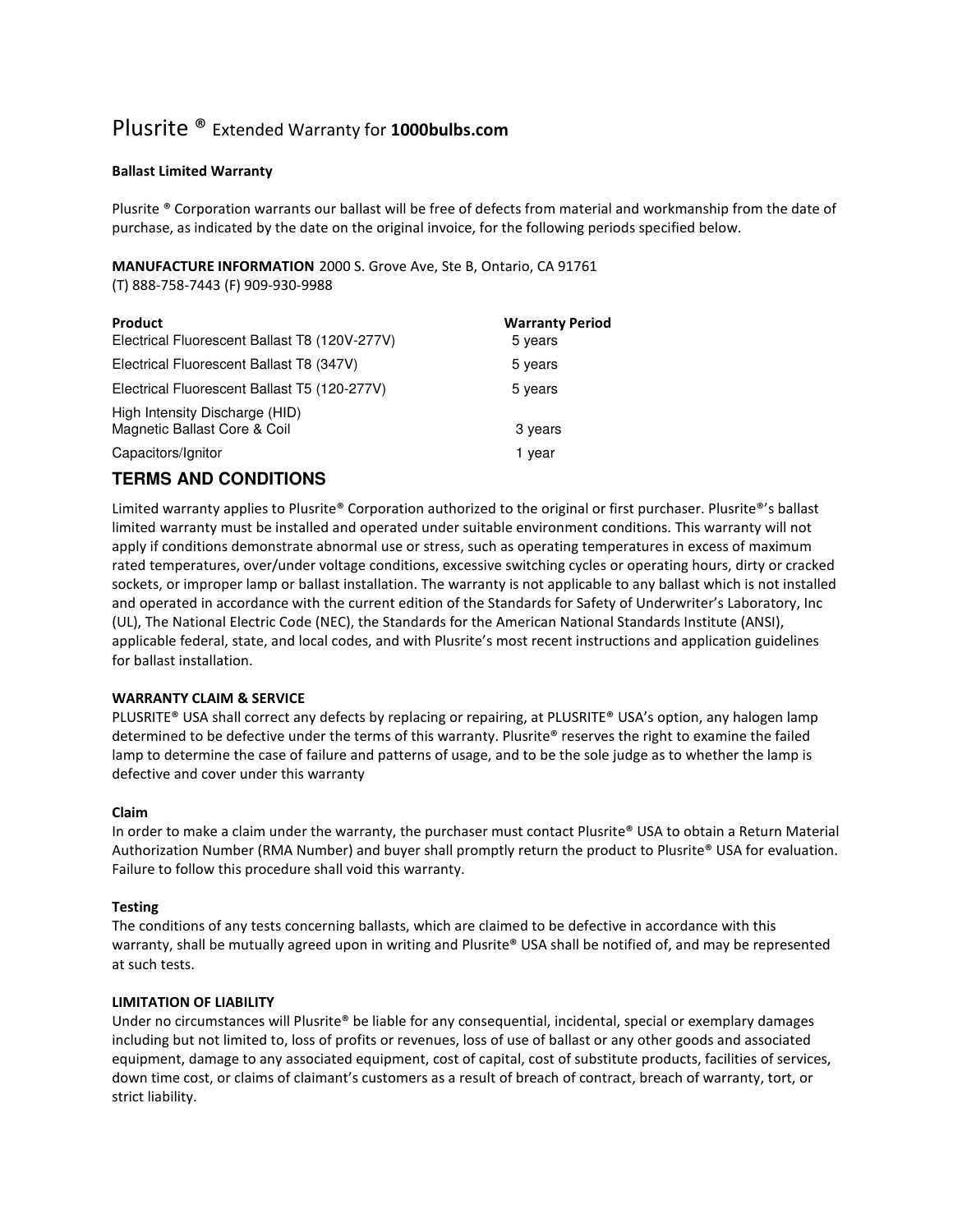# Plusrite ® Extended Warranty for **1000bulbs.com**

**Ballast Limited Warranty**

Plusrite ® Corporation warrants our ballast will be free of defects from material and workmanship from the date of purchase, as indicated by the date on the original invoice, for the following periods specified below.

**MANUFACTURE INFORMATION** 2000 S. Grove Ave, Ste B, Ontario, CA 91761
(T) 888-758-7443 (F) 909-930-9988

| Product | Warranty Period |
|---|---|
| Electrical Fluorescent Ballast T8 (120V-277V) | 5 years |
| Electrical Fluorescent Ballast T8 (347V) | 5 years |
| Electrical Fluorescent Ballast T5 (120-277V) | 5 years |
| High Intensity Discharge (HID) Magnetic Ballast Core & Coil | 3 years |
| Capacitors/Ignitor | 1 year |

## TERMS AND CONDITIONS

Limited warranty applies to Plusrite® Corporation authorized to the original or first purchaser. Plusrite®'s ballast limited warranty must be installed and operated under suitable environment conditions. This warranty will not apply if conditions demonstrate abnormal use or stress, such as operating temperatures in excess of maximum rated temperatures, over/under voltage conditions, excessive switching cycles or operating hours, dirty or cracked sockets, or improper lamp or ballast installation. The warranty is not applicable to any ballast which is not installed and operated in accordance with the current edition of the Standards for Safety of Underwriter's Laboratory, Inc (UL), The National Electric Code (NEC), the Standards for the American National Standards Institute (ANSI), applicable federal, state, and local codes, and with Plusrite's most recent instructions and application guidelines for ballast installation.

**WARRANTY CLAIM & SERVICE**

PLUSRITE® USA shall correct any defects by replacing or repairing, at PLUSRITE® USA's option, any halogen lamp determined to be defective under the terms of this warranty. Plusrite® reserves the right to examine the failed lamp to determine the case of failure and patterns of usage, and to be the sole judge as to whether the lamp is defective and cover under this warranty

**Claim**

In order to make a claim under the warranty, the purchaser must contact Plusrite® USA to obtain a Return Material Authorization Number (RMA Number) and buyer shall promptly return the product to Plusrite® USA for evaluation. Failure to follow this procedure shall void this warranty.

**Testing**

The conditions of any tests concerning ballasts, which are claimed to be defective in accordance with this warranty, shall be mutually agreed upon in writing and Plusrite® USA shall be notified of, and may be represented at such tests.

**LIMITATION OF LIABILITY**

Under no circumstances will Plusrite® be liable for any consequential, incidental, special or exemplary damages including but not limited to, loss of profits or revenues, loss of use of ballast or any other goods and associated equipment, damage to any associated equipment, cost of capital, cost of substitute products, facilities of services, down time cost, or claims of claimant's customers as a result of breach of contract, breach of warranty, tort, or strict liability.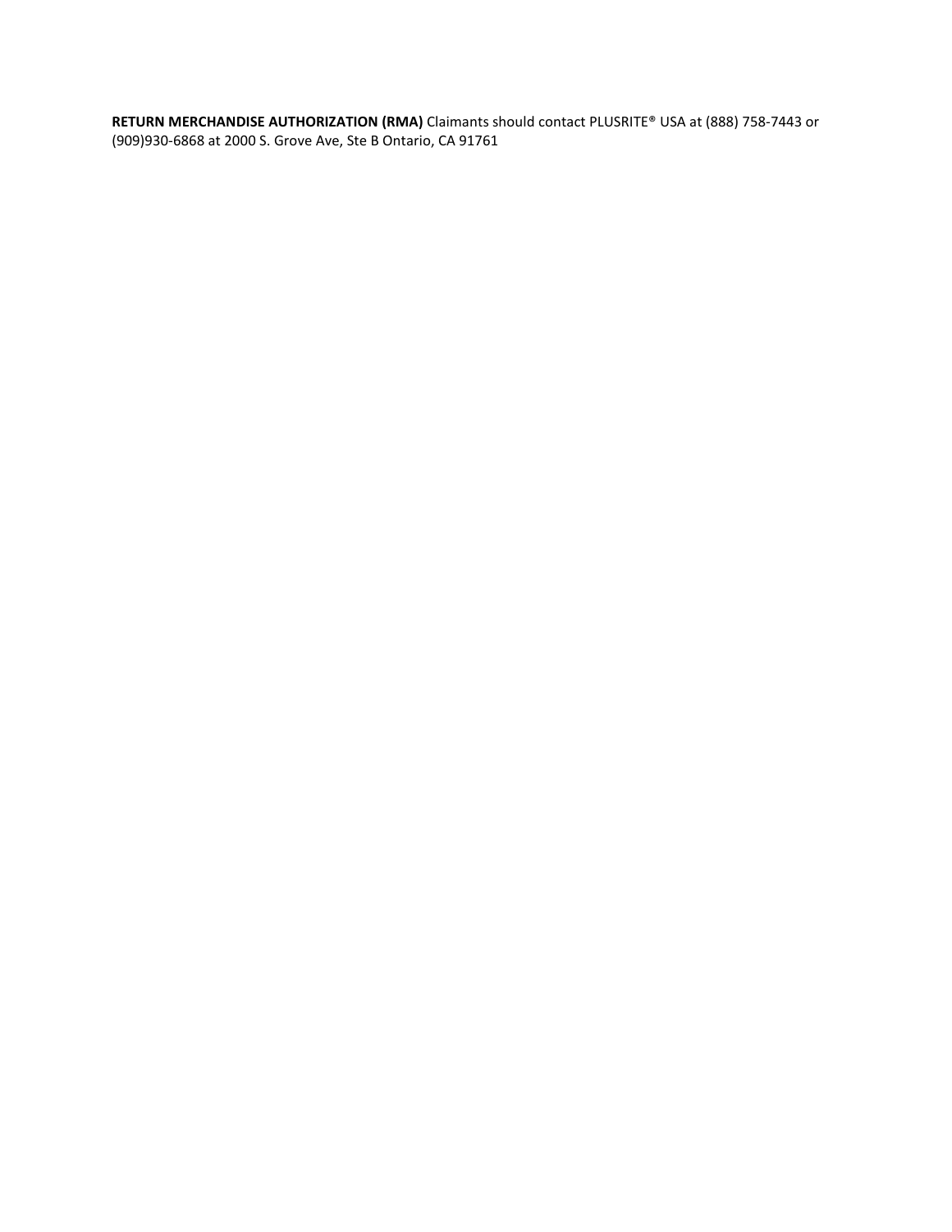**RETURN MERCHANDISE AUTHORIZATION (RMA)** Claimants should contact PLUSRITE® USA at (888) 758-7443 or (909)930-6868 at 2000 S. Grove Ave, Ste B Ontario, CA 91761